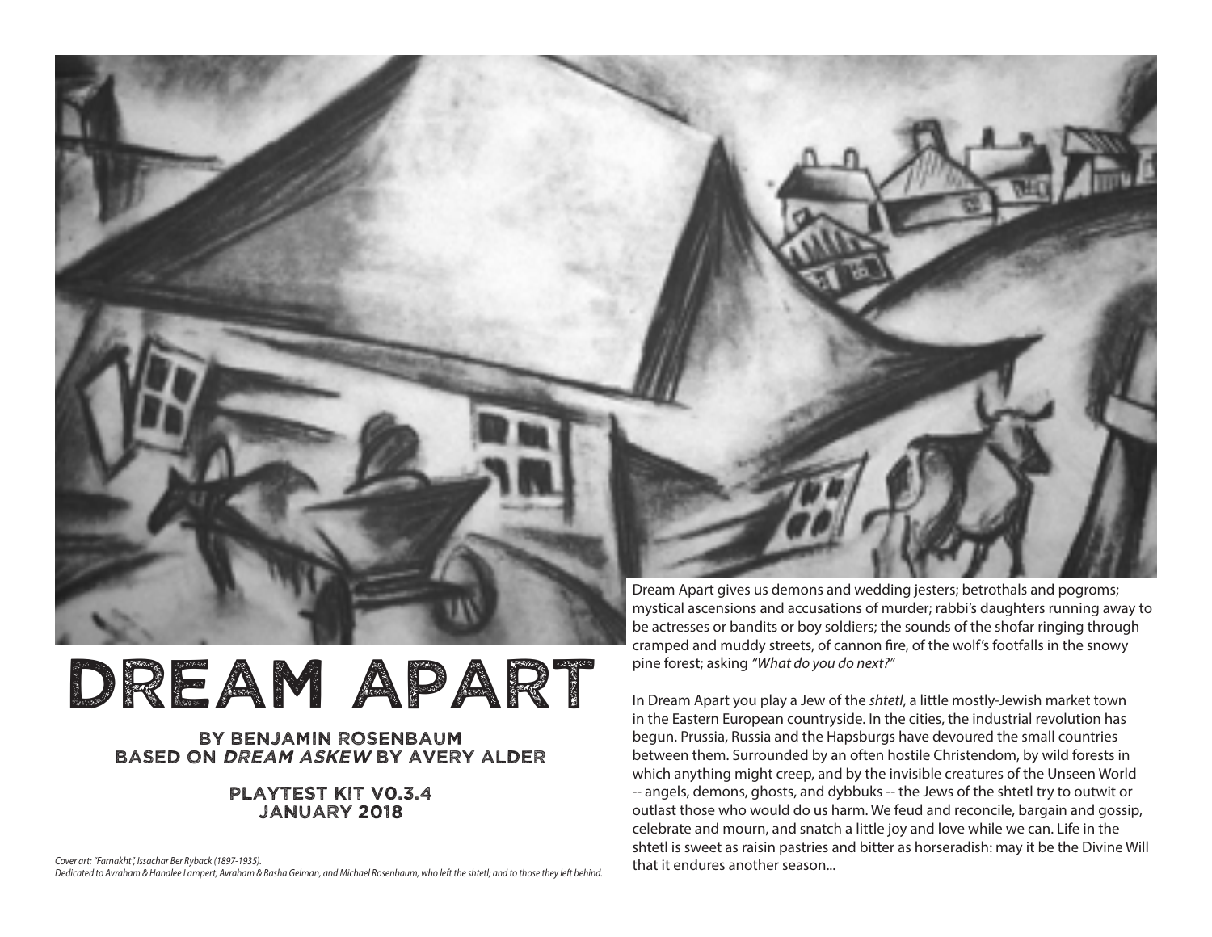# DREAM APART

**BY BENJAMIN ROSENBAUM**
**BASED ON *DREAM ASKEW* BY AVERY ALDER**

**PLAYTEST KIT V0.3.4**
**JANUARY 2018**

*Cover art: "Farnakht", Issachar Ber Ryback (1897-1935).*
*Dedicated to Avraham & Hanalee Lampert, Avraham & Basha Gelman, and Michael Rosenbaum, who left the shtetl; and to those they left behind.*

Dream Apart gives us demons and wedding jesters; betrothals and pogroms; mystical ascensions and accusations of murder; rabbi's daughters running away to be actresses or bandits or boy soldiers; the sounds of the shofar ringing through cramped and muddy streets, of cannon fire, of the wolf's footfalls in the snowy pine forest; asking *"What do you do next?"*

In Dream Apart you play a Jew of the *shtetl*, a little mostly-Jewish market town in the Eastern European countryside. In the cities, the industrial revolution has begun. Prussia, Russia and the Hapsburgs have devoured the small countries between them. Surrounded by an often hostile Christendom, by wild forests in which anything might creep, and by the invisible creatures of the Unseen World -- angels, demons, ghosts, and dybbuks -- the Jews of the shtetl try to outwit or outlast those who would do us harm. We feud and reconcile, bargain and gossip, celebrate and mourn, and snatch a little joy and love while we can. Life in the shtetl is sweet as raisin pastries and bitter as horseradish: may it be the Divine Will that it endures another season...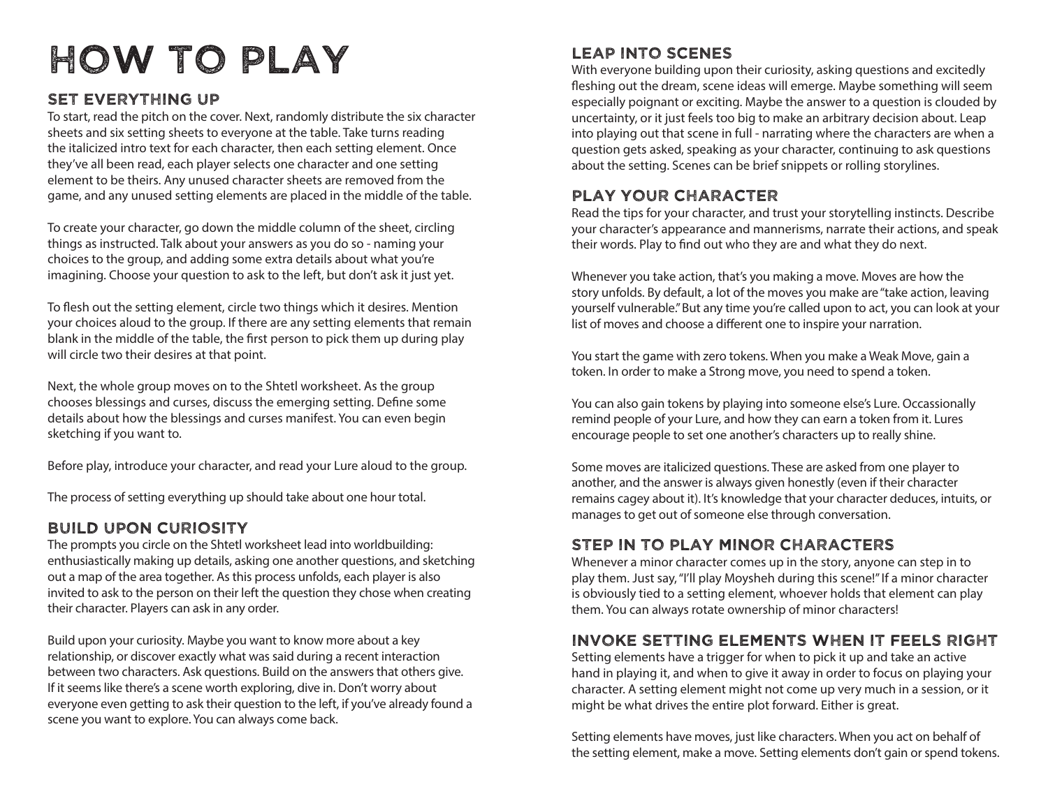# HOW TO PLAY

## SET EVERYTHING UP

To start, read the pitch on the cover. Next, randomly distribute the six character sheets and six setting sheets to everyone at the table. Take turns reading the italicized intro text for each character, then each setting element. Once they've all been read, each player selects one character and one setting element to be theirs. Any unused character sheets are removed from the game, and any unused setting elements are placed in the middle of the table.

To create your character, go down the middle column of the sheet, circling things as instructed. Talk about your answers as you do so - naming your choices to the group, and adding some extra details about what you're imagining. Choose your question to ask to the left, but don't ask it just yet.

To flesh out the setting element, circle two things which it desires. Mention your choices aloud to the group. If there are any setting elements that remain blank in the middle of the table, the first person to pick them up during play will circle two their desires at that point.

Next, the whole group moves on to the Shtetl worksheet. As the group chooses blessings and curses, discuss the emerging setting. Define some details about how the blessings and curses manifest. You can even begin sketching if you want to.

Before play, introduce your character, and read your Lure aloud to the group.

The process of setting everything up should take about one hour total.

## BUILD UPON CURIOSITY

The prompts you circle on the Shtetl worksheet lead into worldbuilding: enthusiastically making up details, asking one another questions, and sketching out a map of the area together. As this process unfolds, each player is also invited to ask to the person on their left the question they chose when creating their character. Players can ask in any order.

Build upon your curiosity. Maybe you want to know more about a key relationship, or discover exactly what was said during a recent interaction between two characters. Ask questions. Build on the answers that others give. If it seems like there's a scene worth exploring, dive in. Don't worry about everyone even getting to ask their question to the left, if you've already found a scene you want to explore. You can always come back.

## LEAP INTO SCENES

With everyone building upon their curiosity, asking questions and excitedly fleshing out the dream, scene ideas will emerge. Maybe something will seem especially poignant or exciting. Maybe the answer to a question is clouded by uncertainty, or it just feels too big to make an arbitrary decision about. Leap into playing out that scene in full - narrating where the characters are when a question gets asked, speaking as your character, continuing to ask questions about the setting. Scenes can be brief snippets or rolling storylines.

## PLAY YOUR CHARACTER

Read the tips for your character, and trust your storytelling instincts. Describe your character's appearance and mannerisms, narrate their actions, and speak their words. Play to find out who they are and what they do next.

Whenever you take action, that's you making a move. Moves are how the story unfolds. By default, a lot of the moves you make are "take action, leaving yourself vulnerable." But any time you're called upon to act, you can look at your list of moves and choose a different one to inspire your narration.

You start the game with zero tokens. When you make a Weak Move, gain a token. In order to make a Strong move, you need to spend a token.

You can also gain tokens by playing into someone else's Lure. Occassionally remind people of your Lure, and how they can earn a token from it. Lures encourage people to set one another's characters up to really shine.

Some moves are italicized questions. These are asked from one player to another, and the answer is always given honestly (even if their character remains cagey about it). It's knowledge that your character deduces, intuits, or manages to get out of someone else through conversation.

## STEP IN TO PLAY MINOR CHARACTERS

Whenever a minor character comes up in the story, anyone can step in to play them. Just say, "I'll play Moysheh during this scene!" If a minor character is obviously tied to a setting element, whoever holds that element can play them. You can always rotate ownership of minor characters!

## INVOKE SETTING ELEMENTS WHEN IT FEELS RIGHT

Setting elements have a trigger for when to pick it up and take an active hand in playing it, and when to give it away in order to focus on playing your character. A setting element might not come up very much in a session, or it might be what drives the entire plot forward. Either is great.

Setting elements have moves, just like characters. When you act on behalf of the setting element, make a move. Setting elements don't gain or spend tokens.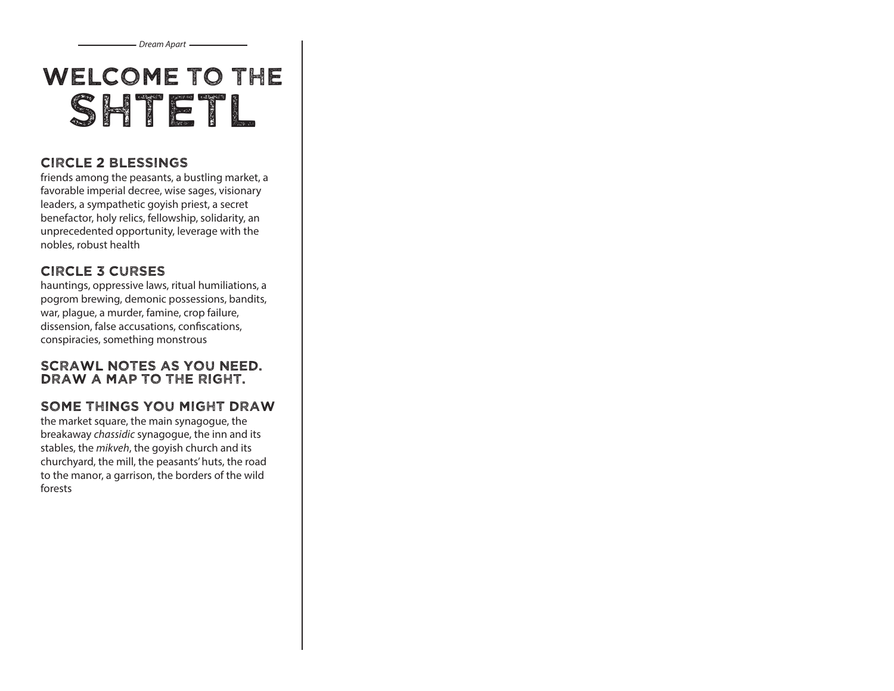# WELCOME TO THE SHTETL

## CIRCLE 2 BLESSINGS

friends among the peasants, a bustling market, a favorable imperial decree, wise sages, visionary leaders, a sympathetic goyish priest, a secret benefactor, holy relics, fellowship, solidarity, an unprecedented opportunity, leverage with the nobles, robust health

## CIRCLE 3 CURSES

hauntings, oppressive laws, ritual humiliations, a pogrom brewing, demonic possessions, bandits, war, plague, a murder, famine, crop failure, dissension, false accusations, confiscations, conspiracies, something monstrous

## SCRAWL NOTES AS YOU NEED. DRAW A MAP TO THE RIGHT.

## SOME THINGS YOU MIGHT DRAW

the market square, the main synagogue, the breakaway *chassidic* synagogue, the inn and its stables, the *mikveh*, the goyish church and its churchyard, the mill, the peasants' huts, the road to the manor, a garrison, the borders of the wild forests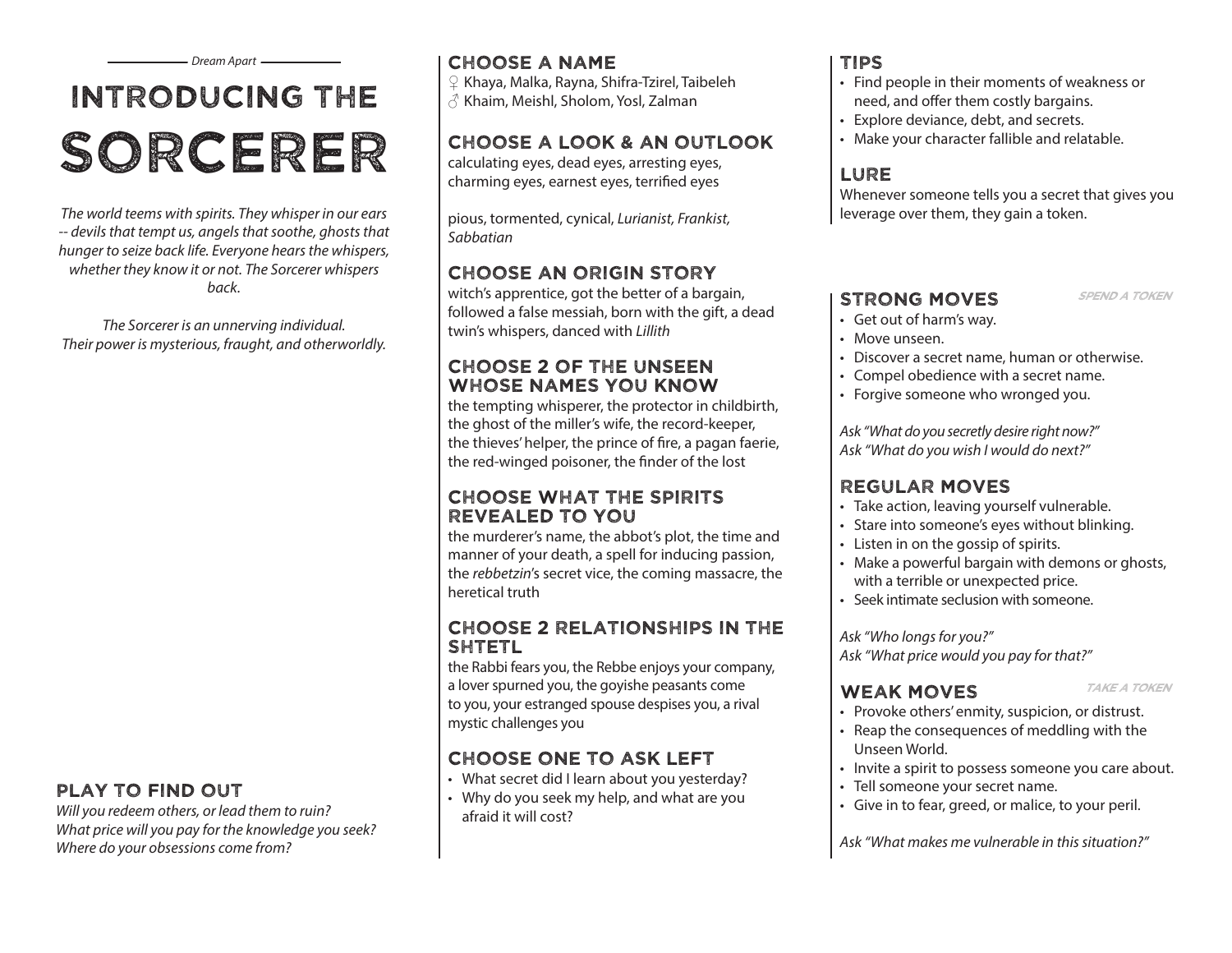# Introducing the Sorcerer

*The world teems with spirits. They whisper in our ears -- devils that tempt us, angels that soothe, ghosts that hunger to seize back life. Everyone hears the whispers, whether they know it or not. The Sorcerer whispers back.*

*The Sorcerer is an unnerving individual. Their power is mysterious, fraught, and otherworldly.*

## Play to Find Out

*Will you redeem others, or lead them to ruin?*
*What price will you pay for the knowledge you seek?*
*Where do your obsessions come from?*

## Choose a Name

♀ Khaya, Malka, Rayna, Shifra-Tzirel, Taibeleh
♂ Khaim, Meishl, Sholom, Yosl, Zalman

## Choose a Look & an Outlook

calculating eyes, dead eyes, arresting eyes, charming eyes, earnest eyes, terrified eyes

pious, tormented, cynical, *Lurianist, Frankist, Sabbatian*

## Choose an Origin Story

witch's apprentice, got the better of a bargain, followed a false messiah, born with the gift, a dead twin's whispers, danced with *Lillith*

## Choose 2 of the Unseen Whose Names You Know

the tempting whisperer, the protector in childbirth, the ghost of the miller's wife, the record-keeper, the thieves' helper, the prince of fire, a pagan faerie, the red-winged poisoner, the finder of the lost

## Choose What the Spirits Revealed to You

the murderer's name, the abbot's plot, the time and manner of your death, a spell for inducing passion, the *rebbetzin*'s secret vice, the coming massacre, the heretical truth

## Choose 2 Relationships in the Shtetl

the Rabbi fears you, the Rebbe enjoys your company, a lover spurned you, the goyishe peasants come to you, your estranged spouse despises you, a rival mystic challenges you

## Choose One to Ask Left

- What secret did I learn about you yesterday?
- Why do you seek my help, and what are you afraid it will cost?

## Tips

- Find people in their moments of weakness or need, and offer them costly bargains.
- Explore deviance, debt, and secrets.
- Make your character fallible and relatable.

## Lure

Whenever someone tells you a secret that gives you leverage over them, they gain a token.

## Strong Moves

*Spend a token*

- Get out of harm's way.
- Move unseen.
- Discover a secret name, human or otherwise.
- Compel obedience with a secret name.
- Forgive someone who wronged you.

*Ask "What do you secretly desire right now?"*
*Ask "What do you wish I would do next?"*

## Regular Moves

- Take action, leaving yourself vulnerable.
- Stare into someone's eyes without blinking.
- Listen in on the gossip of spirits.
- Make a powerful bargain with demons or ghosts, with a terrible or unexpected price.
- Seek intimate seclusion with someone.

*Ask "Who longs for you?"*
*Ask "What price would you pay for that?"*

## Weak Moves

*Take a token*

- Provoke others' enmity, suspicion, or distrust.
- Reap the consequences of meddling with the Unseen World.
- Invite a spirit to possess someone you care about.
- Tell someone your secret name.
- Give in to fear, greed, or malice, to your peril.

*Ask "What makes me vulnerable in this situation?"*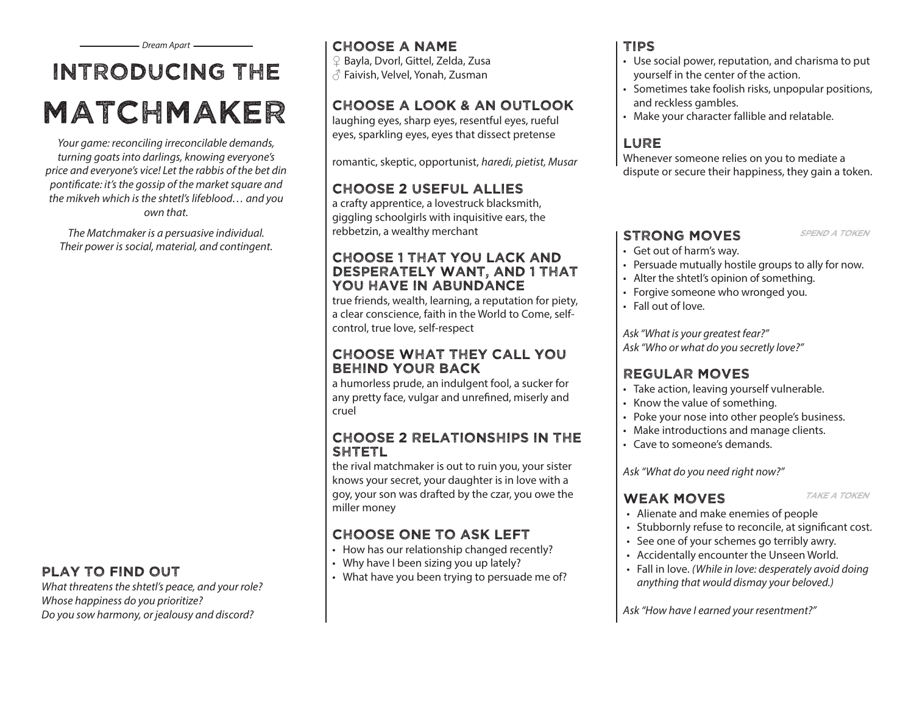*Dream Apart*

# INTRODUCING THE MATCHMAKER

*Your game: reconciling irreconcilable demands, turning goats into darlings, knowing everyone's price and everyone's vice! Let the rabbis of the bet din pontificate: it's the gossip of the market square and the mikveh which is the shtetl's lifeblood… and you own that.*

*The Matchmaker is a persuasive individual. Their power is social, material, and contingent.*

## PLAY TO FIND OUT

*What threatens the shtetl's peace, and your role?*
*Whose happiness do you prioritize?*
*Do you sow harmony, or jealousy and discord?*

## CHOOSE A NAME

♀ Bayla, Dvorl, Gittel, Zelda, Zusa
♂ Faivish, Velvel, Yonah, Zusman

## CHOOSE A LOOK & AN OUTLOOK

laughing eyes, sharp eyes, resentful eyes, rueful eyes, sparkling eyes, eyes that dissect pretense

romantic, skeptic, opportunist, *haredi, pietist, Musar*

## CHOOSE 2 USEFUL ALLIES

a crafty apprentice, a lovestruck blacksmith, giggling schoolgirls with inquisitive ears, the rebbetzin, a wealthy merchant

## CHOOSE 1 THAT YOU LACK AND DESPERATELY WANT, AND 1 THAT YOU HAVE IN ABUNDANCE

true friends, wealth, learning, a reputation for piety, a clear conscience, faith in the World to Come, self-control, true love, self-respect

## CHOOSE WHAT THEY CALL YOU BEHIND YOUR BACK

a humorless prude, an indulgent fool, a sucker for any pretty face, vulgar and unrefined, miserly and cruel

## CHOOSE 2 RELATIONSHIPS IN THE SHTETL

the rival matchmaker is out to ruin you, your sister knows your secret, your daughter is in love with a goy, your son was drafted by the czar, you owe the miller money

## CHOOSE ONE TO ASK LEFT

- How has our relationship changed recently?
- Why have I been sizing you up lately?
- What have you been trying to persuade me of?

## TIPS

- Use social power, reputation, and charisma to put yourself in the center of the action.
- Sometimes take foolish risks, unpopular positions, and reckless gambles.
- Make your character fallible and relatable.

## LURE

Whenever someone relies on you to mediate a dispute or secure their happiness, they gain a token.

## STRONG MOVES

*SPEND A TOKEN*

- Get out of harm's way.
- Persuade mutually hostile groups to ally for now.
- Alter the shtetl's opinion of something.
- Forgive someone who wronged you.
- Fall out of love.

*Ask "What is your greatest fear?"*
*Ask "Who or what do you secretly love?"*

## REGULAR MOVES

- Take action, leaving yourself vulnerable.
- Know the value of something.
- Poke your nose into other people's business.
- Make introductions and manage clients.
- Cave to someone's demands.

*Ask "What do you need right now?"*

## WEAK MOVES

*TAKE A TOKEN*

- Alienate and make enemies of people
- Stubbornly refuse to reconcile, at significant cost.
- See one of your schemes go terribly awry.
- Accidentally encounter the Unseen World.
- Fall in love. *(While in love: desperately avoid doing anything that would dismay your beloved.)*

*Ask "How have I earned your resentment?"*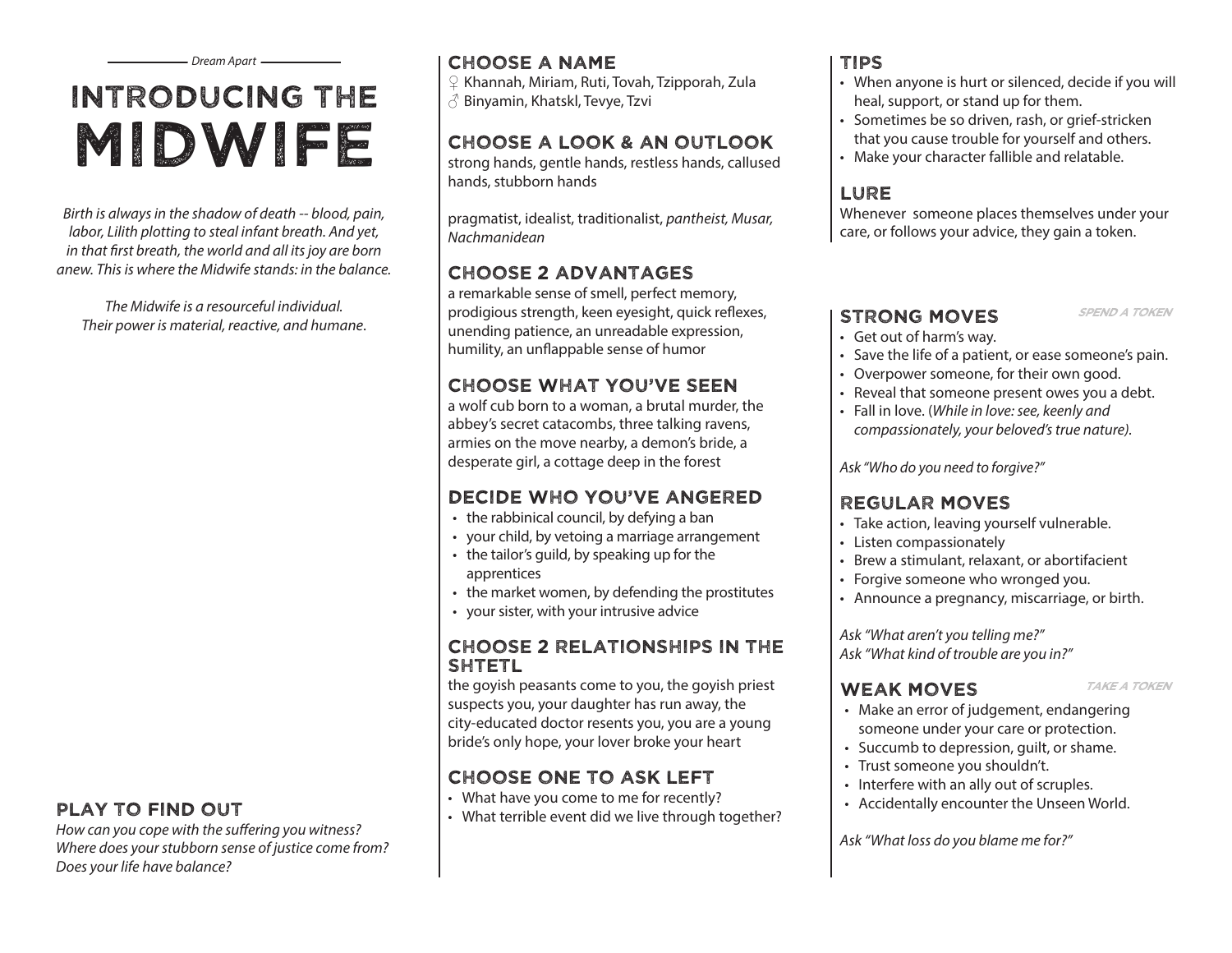*Dream Apart*

# INTRODUCING THE MIDWIFE

*Birth is always in the shadow of death -- blood, pain, labor, Lilith plotting to steal infant breath. And yet, in that first breath, the world and all its joy are born anew. This is where the Midwife stands: in the balance.*

*The Midwife is a resourceful individual. Their power is material, reactive, and humane.*

## PLAY TO FIND OUT

*How can you cope with the suffering you witness?*
*Where does your stubborn sense of justice come from?*
*Does your life have balance?*

## CHOOSE A NAME

♀ Khannah, Miriam, Ruti, Tovah, Tzipporah, Zula
♂ Binyamin, Khatskl, Tevye, Tzvi

## CHOOSE A LOOK & AN OUTLOOK

strong hands, gentle hands, restless hands, callused hands, stubborn hands

pragmatist, idealist, traditionalist, *pantheist, Musar, Nachmanidean*

## CHOOSE 2 ADVANTAGES

a remarkable sense of smell, perfect memory, prodigious strength, keen eyesight, quick reflexes, unending patience, an unreadable expression, humility, an unflappable sense of humor

## CHOOSE WHAT YOU'VE SEEN

a wolf cub born to a woman, a brutal murder, the abbey's secret catacombs, three talking ravens, armies on the move nearby, a demon's bride, a desperate girl, a cottage deep in the forest

## DECIDE WHO YOU'VE ANGERED

- the rabbinical council, by defying a ban
- your child, by vetoing a marriage arrangement
- the tailor's guild, by speaking up for the apprentices
- the market women, by defending the prostitutes
- your sister, with your intrusive advice

## CHOOSE 2 RELATIONSHIPS IN THE SHTETL

the goyish peasants come to you, the goyish priest suspects you, your daughter has run away, the city-educated doctor resents you, you are a young bride's only hope, your lover broke your heart

## CHOOSE ONE TO ASK LEFT

- What have you come to me for recently?
- What terrible event did we live through together?

## TIPS

- When anyone is hurt or silenced, decide if you will heal, support, or stand up for them.
- Sometimes be so driven, rash, or grief-stricken that you cause trouble for yourself and others.
- Make your character fallible and relatable.

## LURE

Whenever someone places themselves under your care, or follows your advice, they gain a token.

## STRONG MOVES

*SPEND A TOKEN*

- Get out of harm's way.
- Save the life of a patient, or ease someone's pain.
- Overpower someone, for their own good.
- Reveal that someone present owes you a debt.
- Fall in love. (*While in love: see, keenly and compassionately, your beloved's true nature).*

*Ask "Who do you need to forgive?"*

## REGULAR MOVES

- Take action, leaving yourself vulnerable.
- Listen compassionately
- Brew a stimulant, relaxant, or abortifacient
- Forgive someone who wronged you.
- Announce a pregnancy, miscarriage, or birth.

*Ask "What aren't you telling me?"*
*Ask "What kind of trouble are you in?"*

## WEAK MOVES

*TAKE A TOKEN*

- Make an error of judgement, endangering someone under your care or protection.
- Succumb to depression, guilt, or shame.
- Trust someone you shouldn't.
- Interfere with an ally out of scruples.
- Accidentally encounter the Unseen World.

*Ask "What loss do you blame me for?"*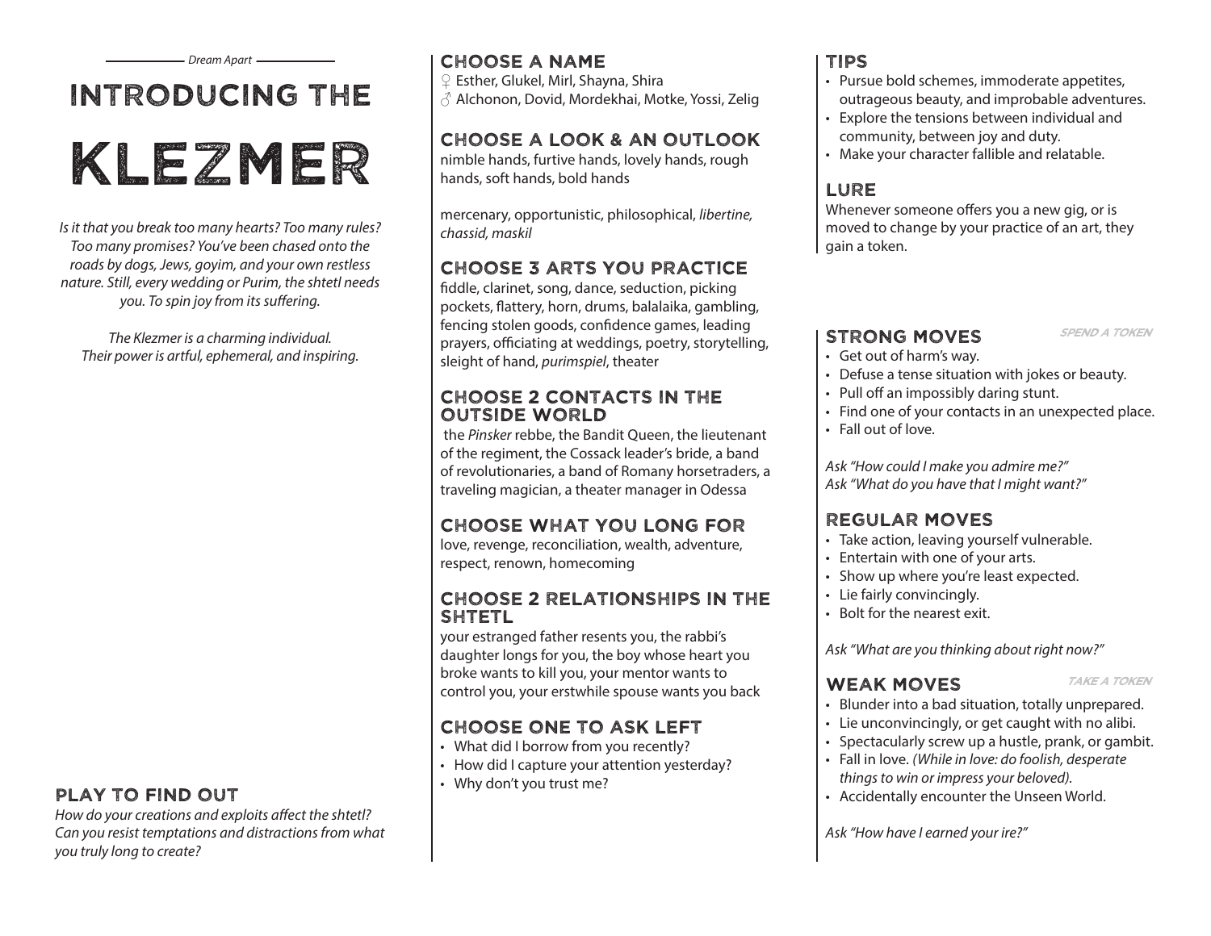*Dream Apart*

# INTRODUCING THE KLEZMER

*Is it that you break too many hearts? Too many rules? Too many promises? You've been chased onto the roads by dogs, Jews, goyim, and your own restless nature. Still, every wedding or Purim, the shtetl needs you. To spin joy from its suffering.*

*The Klezmer is a charming individual. Their power is artful, ephemeral, and inspiring.*

## PLAY TO FIND OUT

*How do your creations and exploits affect the shtetl? Can you resist temptations and distractions from what you truly long to create?*

## CHOOSE A NAME

♀ Esther, Glukel, Mirl, Shayna, Shira
♂ Alchonon, Dovid, Mordekhai, Motke, Yossi, Zelig

## CHOOSE A LOOK & AN OUTLOOK

nimble hands, furtive hands, lovely hands, rough hands, soft hands, bold hands

mercenary, opportunistic, philosophical, *libertine, chassid, maskil*

## CHOOSE 3 ARTS YOU PRACTICE

fiddle, clarinet, song, dance, seduction, picking pockets, flattery, horn, drums, balalaika, gambling, fencing stolen goods, confidence games, leading prayers, officiating at weddings, poetry, storytelling, sleight of hand, *purimspiel*, theater

## CHOOSE 2 CONTACTS IN THE OUTSIDE WORLD

the *Pinsker* rebbe, the Bandit Queen, the lieutenant of the regiment, the Cossack leader's bride, a band of revolutionaries, a band of Romany horsetraders, a traveling magician, a theater manager in Odessa

## CHOOSE WHAT YOU LONG FOR

love, revenge, reconciliation, wealth, adventure, respect, renown, homecoming

## CHOOSE 2 RELATIONSHIPS IN THE SHTETL

your estranged father resents you, the rabbi's daughter longs for you, the boy whose heart you broke wants to kill you, your mentor wants to control you, your erstwhile spouse wants you back

## CHOOSE ONE TO ASK LEFT

- What did I borrow from you recently?
- How did I capture your attention yesterday?
- Why don't you trust me?

## TIPS

- Pursue bold schemes, immoderate appetites, outrageous beauty, and improbable adventures.
- Explore the tensions between individual and community, between joy and duty.
- Make your character fallible and relatable.

## LURE

Whenever someone offers you a new gig, or is moved to change by your practice of an art, they gain a token.

## STRONG MOVES

*SPEND A TOKEN*

- Get out of harm's way.
- Defuse a tense situation with jokes or beauty.
- Pull off an impossibly daring stunt.
- Find one of your contacts in an unexpected place.
- Fall out of love.

*Ask "How could I make you admire me?"*
*Ask "What do you have that I might want?"*

## REGULAR MOVES

- Take action, leaving yourself vulnerable.
- Entertain with one of your arts.
- Show up where you're least expected.
- Lie fairly convincingly.
- Bolt for the nearest exit.

*Ask "What are you thinking about right now?"*

## WEAK MOVES

*TAKE A TOKEN*

- Blunder into a bad situation, totally unprepared.
- Lie unconvincingly, or get caught with no alibi.
- Spectacularly screw up a hustle, prank, or gambit.
- Fall in love. *(While in love: do foolish, desperate things to win or impress your beloved).*
- Accidentally encounter the Unseen World.

*Ask "How have I earned your ire?"*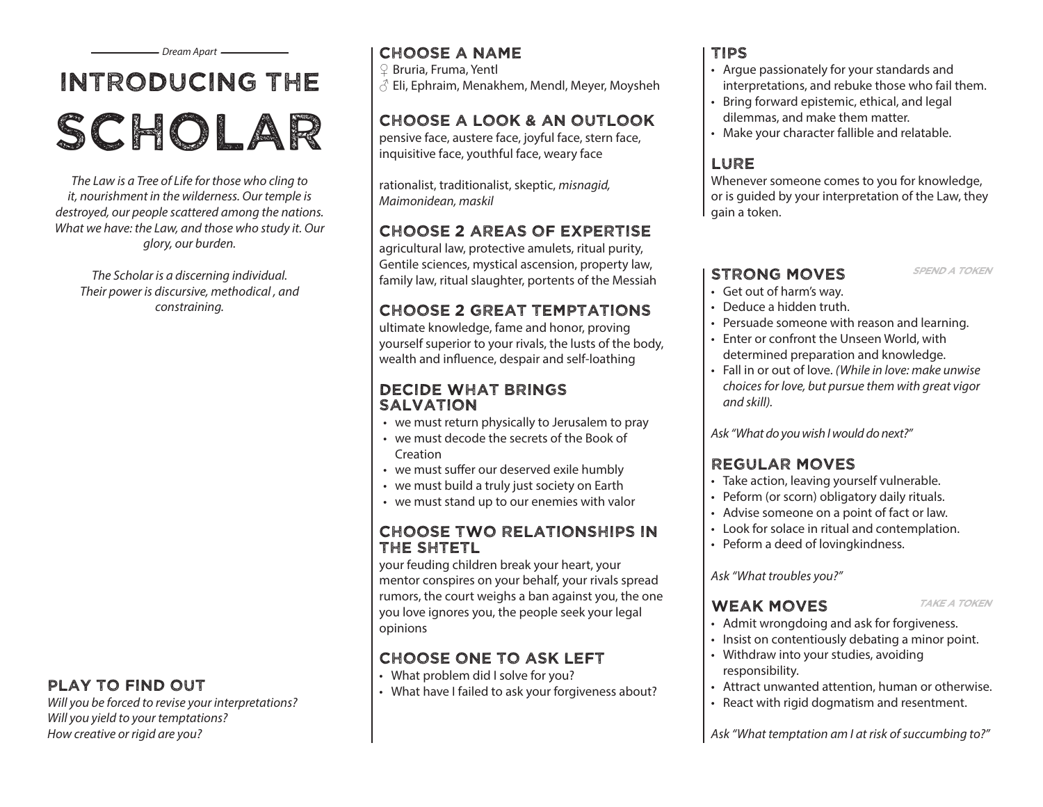*Dream Apart*

# INTRODUCING THE SCHOLAR

*The Law is a Tree of Life for those who cling to it, nourishment in the wilderness. Our temple is destroyed, our people scattered among the nations. What we have: the Law, and those who study it. Our glory, our burden.*

*The Scholar is a discerning individual. Their power is discursive, methodical , and constraining.*

## PLAY TO FIND OUT

*Will you be forced to revise your interpretations?*
*Will you yield to your temptations?*
*How creative or rigid are you?*

## CHOOSE A NAME

♀ Bruria, Fruma, Yentl
♂ Eli, Ephraim, Menakhem, Mendl, Meyer, Moysheh

## CHOOSE A LOOK & AN OUTLOOK

pensive face, austere face, joyful face, stern face, inquisitive face, youthful face, weary face

rationalist, traditionalist, skeptic, *misnagid, Maimonidean, maskil*

## CHOOSE 2 AREAS OF EXPERTISE

agricultural law, protective amulets, ritual purity, Gentile sciences, mystical ascension, property law, family law, ritual slaughter, portents of the Messiah

## CHOOSE 2 GREAT TEMPTATIONS

ultimate knowledge, fame and honor, proving yourself superior to your rivals, the lusts of the body, wealth and influence, despair and self-loathing

## DECIDE WHAT BRINGS SALVATION

- we must return physically to Jerusalem to pray
- we must decode the secrets of the Book of Creation
- we must suffer our deserved exile humbly
- we must build a truly just society on Earth
- we must stand up to our enemies with valor

## CHOOSE TWO RELATIONSHIPS IN THE SHTETL

your feuding children break your heart, your mentor conspires on your behalf, your rivals spread rumors, the court weighs a ban against you, the one you love ignores you, the people seek your legal opinions

## CHOOSE ONE TO ASK LEFT

- What problem did I solve for you?
- What have I failed to ask your forgiveness about?

## TIPS

- Argue passionately for your standards and interpretations, and rebuke those who fail them.
- Bring forward epistemic, ethical, and legal dilemmas, and make them matter.
- Make your character fallible and relatable.

## LURE

Whenever someone comes to you for knowledge, or is guided by your interpretation of the Law, they gain a token.

## STRONG MOVES

*SPEND A TOKEN*

- Get out of harm's way.
- Deduce a hidden truth.
- Persuade someone with reason and learning.
- Enter or confront the Unseen World, with determined preparation and knowledge.
- Fall in or out of love. *(While in love: make unwise choices for love, but pursue them with great vigor and skill).*

*Ask "What do you wish I would do next?"*

## REGULAR MOVES

- Take action, leaving yourself vulnerable.
- Peform (or scorn) obligatory daily rituals.
- Advise someone on a point of fact or law.
- Look for solace in ritual and contemplation.
- Peform a deed of lovingkindness.

*Ask "What troubles you?"*

## WEAK MOVES

*TAKE A TOKEN*

- Admit wrongdoing and ask for forgiveness.
- Insist on contentiously debating a minor point.
- Withdraw into your studies, avoiding responsibility.
- Attract unwanted attention, human or otherwise.
- React with rigid dogmatism and resentment.

*Ask "What temptation am I at risk of succumbing to?"*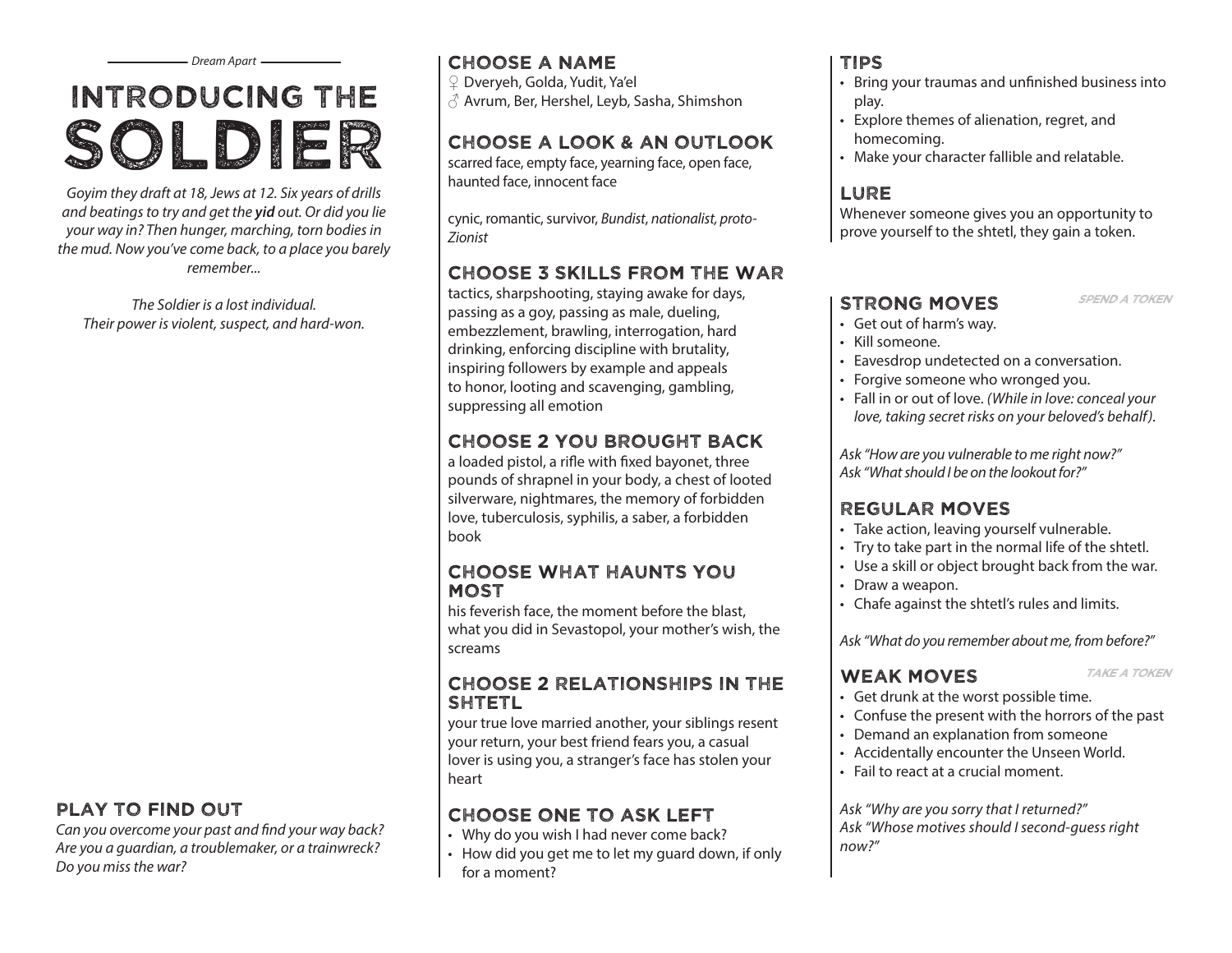*Dream Apart*

# INTRODUCING THE SOLDIER

*Goyim they draft at 18, Jews at 12. Six years of drills and beatings to try and get the **yid** out. Or did you lie your way in? Then hunger, marching, torn bodies in the mud. Now you've come back, to a place you barely remember...*

*The Soldier is a lost individual. Their power is violent, suspect, and hard-won.*

## PLAY TO FIND OUT

*Can you overcome your past and find your way back? Are you a guardian, a troublemaker, or a trainwreck? Do you miss the war?*

## CHOOSE A NAME

♀ Dveryeh, Golda, Yudit, Ya'el
♂ Avrum, Ber, Hershel, Leyb, Sasha, Shimshon

## CHOOSE A LOOK & AN OUTLOOK

scarred face, empty face, yearning face, open face, haunted face, innocent face

cynic, romantic, survivor, *Bundist*, *nationalist*, *proto-Zionist*

## CHOOSE 3 SKILLS FROM THE WAR

tactics, sharpshooting, staying awake for days, passing as a goy, passing as male, dueling, embezzlement, brawling, interrogation, hard drinking, enforcing discipline with brutality, inspiring followers by example and appeals to honor, looting and scavenging, gambling, suppressing all emotion

## CHOOSE 2 YOU BROUGHT BACK

a loaded pistol, a rifle with fixed bayonet, three pounds of shrapnel in your body, a chest of looted silverware, nightmares, the memory of forbidden love, tuberculosis, syphilis, a saber, a forbidden book

## CHOOSE WHAT HAUNTS YOU MOST

his feverish face, the moment before the blast, what you did in Sevastopol, your mother's wish, the screams

## CHOOSE 2 RELATIONSHIPS IN THE SHTETL

your true love married another, your siblings resent your return, your best friend fears you, a casual lover is using you, a stranger's face has stolen your heart

## CHOOSE ONE TO ASK LEFT

- Why do you wish I had never come back?
- How did you get me to let my guard down, if only for a moment?

## TIPS

- Bring your traumas and unfinished business into play.
- Explore themes of alienation, regret, and homecoming.
- Make your character fallible and relatable.

## LURE

Whenever someone gives you an opportunity to prove yourself to the shtetl, they gain a token.

## STRONG MOVES

*SPEND A TOKEN*

- Get out of harm's way.
- Kill someone.
- Eavesdrop undetected on a conversation.
- Forgive someone who wronged you.
- Fall in or out of love. *(While in love: conceal your love, taking secret risks on your beloved's behalf)*.

*Ask "How are you vulnerable to me right now?"*
*Ask "What should I be on the lookout for?"*

## REGULAR MOVES

- Take action, leaving yourself vulnerable.
- Try to take part in the normal life of the shtetl.
- Use a skill or object brought back from the war.
- Draw a weapon.
- Chafe against the shtetl's rules and limits.

*Ask "What do you remember about me, from before?"*

## WEAK MOVES

*TAKE A TOKEN*

- Get drunk at the worst possible time.
- Confuse the present with the horrors of the past
- Demand an explanation from someone
- Accidentally encounter the Unseen World.
- Fail to react at a crucial moment.

*Ask "Why are you sorry that I returned?"*
*Ask "Whose motives should I second-guess right now?"*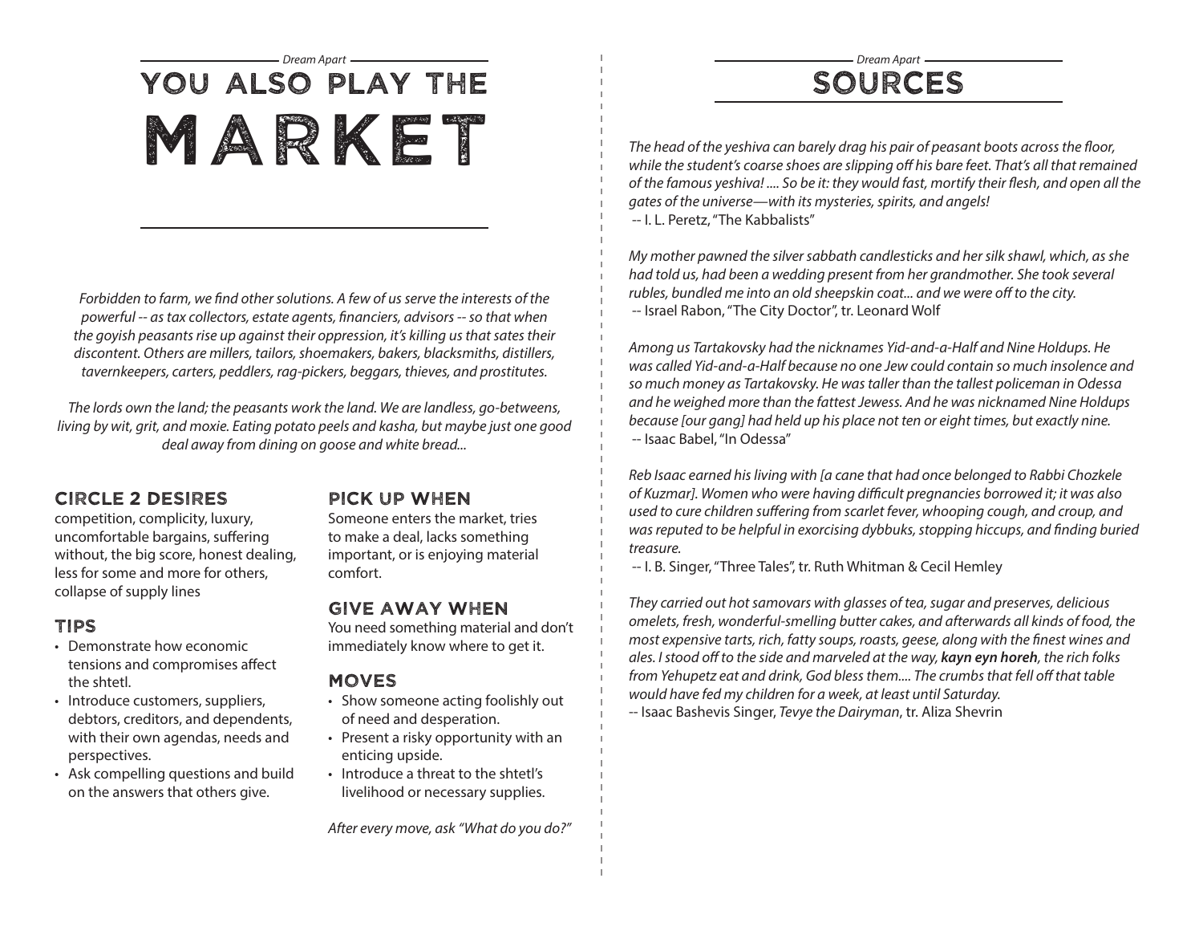*Dream Apart*

# YOU ALSO PLAY THE MARKET

*Forbidden to farm, we find other solutions. A few of us serve the interests of the powerful -- as tax collectors, estate agents, financiers, advisors -- so that when the goyish peasants rise up against their oppression, it's killing us that sates their discontent. Others are millers, tailors, shoemakers, bakers, blacksmiths, distillers, tavernkeepers, carters, peddlers, rag-pickers, beggars, thieves, and prostitutes.*

*The lords own the land; the peasants work the land. We are landless, go-betweens, living by wit, grit, and moxie. Eating potato peels and kasha, but maybe just one good deal away from dining on goose and white bread...*

## CIRCLE 2 DESIRES

competition, complicity, luxury, uncomfortable bargains, suffering without, the big score, honest dealing, less for some and more for others, collapse of supply lines

## TIPS

- Demonstrate how economic tensions and compromises affect the shtetl.
- Introduce customers, suppliers, debtors, creditors, and dependents, with their own agendas, needs and perspectives.
- Ask compelling questions and build on the answers that others give.

## PICK UP WHEN

Someone enters the market, tries to make a deal, lacks something important, or is enjoying material comfort.

## GIVE AWAY WHEN

You need something material and don't immediately know where to get it.

## MOVES

- Show someone acting foolishly out of need and desperation.
- Present a risky opportunity with an enticing upside.
- Introduce a threat to the shtetl's livelihood or necessary supplies.

*After every move, ask "What do you do?"*

*Dream Apart*

# SOURCES

*The head of the yeshiva can barely drag his pair of peasant boots across the floor, while the student's coarse shoes are slipping off his bare feet. That's all that remained of the famous yeshiva! .... So be it: they would fast, mortify their flesh, and open all the gates of the universe—with its mysteries, spirits, and angels!*
-- I. L. Peretz, "The Kabbalists"

*My mother pawned the silver sabbath candlesticks and her silk shawl, which, as she had told us, had been a wedding present from her grandmother. She took several rubles, bundled me into an old sheepskin coat... and we were off to the city.*
-- Israel Rabon, "The City Doctor", tr. Leonard Wolf

*Among us Tartakovsky had the nicknames Yid-and-a-Half and Nine Holdups. He was called Yid-and-a-Half because no one Jew could contain so much insolence and so much money as Tartakovsky. He was taller than the tallest policeman in Odessa and he weighed more than the fattest Jewess. And he was nicknamed Nine Holdups because [our gang] had held up his place not ten or eight times, but exactly nine.*
-- Isaac Babel, "In Odessa"

*Reb Isaac earned his living with [a cane that had once belonged to Rabbi Chozkele of Kuzmar]. Women who were having difficult pregnancies borrowed it; it was also used to cure children suffering from scarlet fever, whooping cough, and croup, and was reputed to be helpful in exorcising dybbuks, stopping hiccups, and finding buried treasure.*
-- I. B. Singer, "Three Tales", tr. Ruth Whitman & Cecil Hemley

*They carried out hot samovars with glasses of tea, sugar and preserves, delicious omelets, fresh, wonderful-smelling butter cakes, and afterwards all kinds of food, the most expensive tarts, rich, fatty soups, roasts, geese, along with the finest wines and ales. I stood off to the side and marveled at the way,* ***kayn eyn horeh****, the rich folks from Yehupetz eat and drink, God bless them.... The crumbs that fell off that table would have fed my children for a week, at least until Saturday.*
-- Isaac Bashevis Singer, *Tevye the Dairyman*, tr. Aliza Shevrin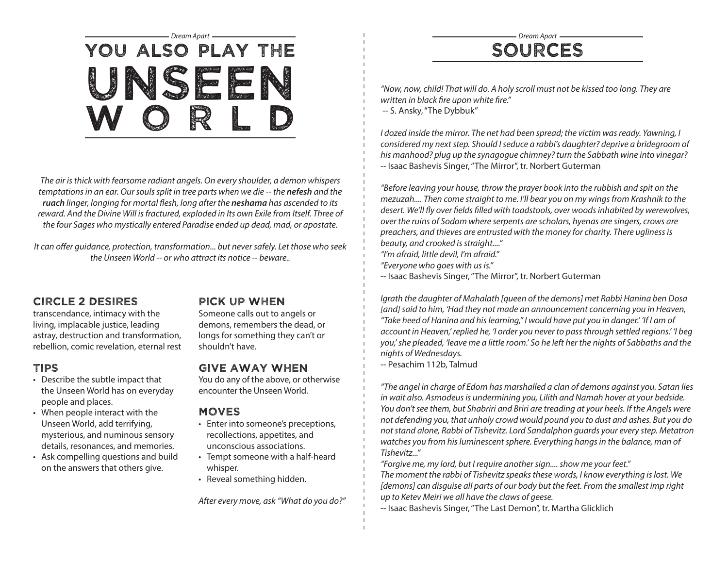*Dream Apart*

# YOU ALSO PLAY THE UNSEEN WORLD

*The air is thick with fearsome radiant angels. On every shoulder, a demon whispers temptations in an ear. Our souls split in tree parts when we die -- the **nefesh** and the **ruach** linger, longing for mortal flesh, long after the **neshama** has ascended to its reward. And the Divine Will is fractured, exploded in Its own Exile from Itself. Three of the four Sages who mystically entered Paradise ended up dead, mad, or apostate.*

*It can offer guidance, protection, transformation... but never safely. Let those who seek the Unseen World -- or who attract its notice -- beware..*

## CIRCLE 2 DESIRES

transcendance, intimacy with the living, implacable justice, leading astray, destruction and transformation, rebellion, comic revelation, eternal rest

## TIPS

- Describe the subtle impact that the Unseen World has on everyday people and places.
- When people interact with the Unseen World, add terrifying, mysterious, and numinous sensory details, resonances, and memories.
- Ask compelling questions and build on the answers that others give.

## PICK UP WHEN

Someone calls out to angels or demons, remembers the dead, or longs for something they can't or shouldn't have.

## GIVE AWAY WHEN

You do any of the above, or otherwise encounter the Unseen World.

## MOVES

- Enter into someone's preceptions, recollections, appetites, and unconscious associations.
- Tempt someone with a half-heard whisper.
- Reveal something hidden.

*After every move, ask "What do you do?"*

*Dream Apart*

# SOURCES

*"Now, now, child! That will do. A holy scroll must not be kissed too long. They are written in black fire upon white fire."*
-- S. Ansky, "The Dybbuk"

*I dozed inside the mirror. The net had been spread; the victim was ready. Yawning, I considered my next step. Should I seduce a rabbi's daughter? deprive a bridegroom of his manhood? plug up the synagogue chimney? turn the Sabbath wine into vinegar?*
-- Isaac Bashevis Singer, "The Mirror", tr. Norbert Guterman

*"Before leaving your house, throw the prayer book into the rubbish and spit on the mezuzah.... Then come straight to me. I'll bear you on my wings from Krashnik to the desert. We'll fly over fields filled with toadstools, over woods inhabited by werewolves, over the ruins of Sodom where serpents are scholars, hyenas are singers, crows are preachers, and thieves are entrusted with the money for charity. There ugliness is beauty, and crooked is straight...."*
*"I'm afraid, little devil, I'm afraid."*
*"Everyone who goes with us is."*
-- Isaac Bashevis Singer, "The Mirror", tr. Norbert Guterman

*Igrath the daughter of Mahalath [queen of the demons] met Rabbi Hanina ben Dosa [and] said to him, 'Had they not made an announcement concerning you in Heaven, "Take heed of Hanina and his learning," I would have put you in danger.' 'If I am of account in Heaven,' replied he, 'I order you never to pass through settled regions.' 'I beg you,' she pleaded, 'leave me a little room.' So he left her the nights of Sabbaths and the nights of Wednesdays.*
-- Pesachim 112b, Talmud

*"The angel in charge of Edom has marshalled a clan of demons against you. Satan lies in wait also. Asmodeus is undermining you, Lilith and Namah hover at your bedside. You don't see them, but Shabriri and Briri are treading at your heels. If the Angels were not defending you, that unholy crowd would pound you to dust and ashes. But you do not stand alone, Rabbi of Tishevitz. Lord Sandalphon guards your every step. Metatron watches you from his luminescent sphere. Everything hangs in the balance, man of Tishevitz..."*
*"Forgive me, my lord, but I require another sign.... show me your feet."*
*The moment the rabbi of Tishevitz speaks these words, I know everything is lost. We [demons] can disguise all parts of our body but the feet. From the smallest imp right up to Ketev Meiri we all have the claws of geese.*
-- Isaac Bashevis Singer, "The Last Demon", tr. Martha Glicklich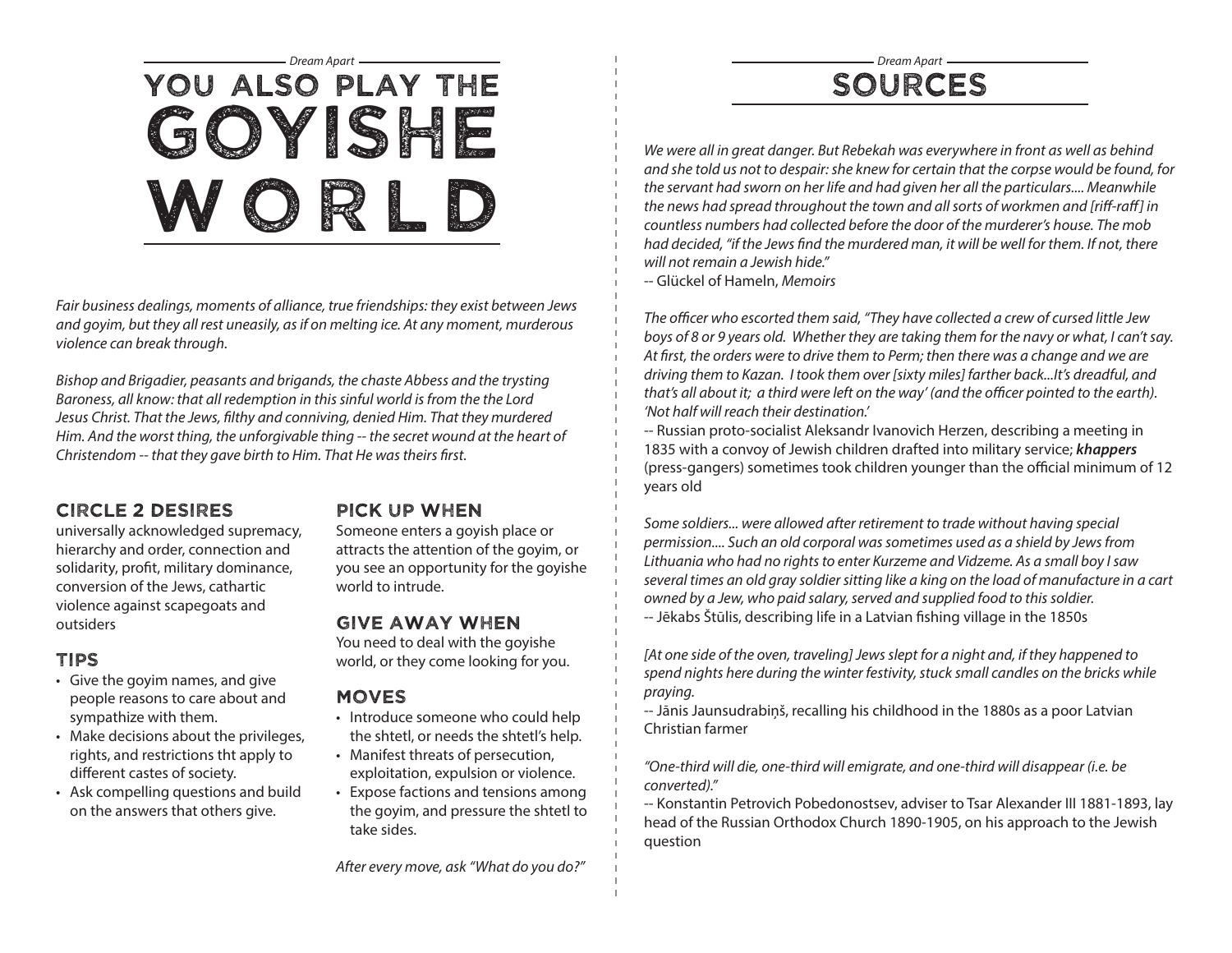# YOU ALSO PLAY THE GOYISHE WORLD

*Fair business dealings, moments of alliance, true friendships: they exist between Jews and goyim, but they all rest uneasily, as if on melting ice. At any moment, murderous violence can break through.*

*Bishop and Brigadier, peasants and brigands, the chaste Abbess and the trysting Baroness, all know: that all redemption in this sinful world is from the the Lord Jesus Christ. That the Jews, filthy and conniving, denied Him. That they murdered Him. And the worst thing, the unforgivable thing -- the secret wound at the heart of Christendom -- that they gave birth to Him. That He was theirs first.*

## CIRCLE 2 DESIRES

universally acknowledged supremacy, hierarchy and order, connection and solidarity, profit, military dominance, conversion of the Jews, cathartic violence against scapegoats and outsiders

## TIPS

- Give the goyim names, and give people reasons to care about and sympathize with them.
- Make decisions about the privileges, rights, and restrictions tht apply to different castes of society.
- Ask compelling questions and build on the answers that others give.

## PICK UP WHEN

Someone enters a goyish place or attracts the attention of the goyim, or you see an opportunity for the goyishe world to intrude.

## GIVE AWAY WHEN

You need to deal with the goyishe world, or they come looking for you.

## MOVES

- Introduce someone who could help the shtetl, or needs the shtetl's help.
- Manifest threats of persecution, exploitation, expulsion or violence.
- Expose factions and tensions among the goyim, and pressure the shtetl to take sides.

*After every move, ask "What do you do?"*

# SOURCES

*We were all in great danger. But Rebekah was everywhere in front as well as behind and she told us not to despair: she knew for certain that the corpse would be found, for the servant had sworn on her life and had given her all the particulars.... Meanwhile the news had spread throughout the town and all sorts of workmen and [riff-raff] in countless numbers had collected before the door of the murderer's house. The mob had decided, "if the Jews find the murdered man, it will be well for them. If not, there will not remain a Jewish hide."*

-- Glückel of Hameln, *Memoirs*

*The officer who escorted them said, "They have collected a crew of cursed little Jew boys of 8 or 9 years old. Whether they are taking them for the navy or what, I can't say. At first, the orders were to drive them to Perm; then there was a change and we are driving them to Kazan. I took them over [sixty miles] farther back...It's dreadful, and that's all about it; a third were left on the way' (and the officer pointed to the earth). 'Not half will reach their destination.'*

-- Russian proto-socialist Aleksandr Ivanovich Herzen, describing a meeting in 1835 with a convoy of Jewish children drafted into military service; ***khappers*** (press-gangers) sometimes took children younger than the official minimum of 12 years old

*Some soldiers... were allowed after retirement to trade without having special permission.... Such an old corporal was sometimes used as a shield by Jews from Lithuania who had no rights to enter Kurzeme and Vidzeme. As a small boy I saw several times an old gray soldier sitting like a king on the load of manufacture in a cart owned by a Jew, who paid salary, served and supplied food to this soldier.*

-- Jēkabs Štūlis, describing life in a Latvian fishing village in the 1850s

*[At one side of the oven, traveling] Jews slept for a night and, if they happened to spend nights here during the winter festivity, stuck small candles on the bricks while praying.*

-- Jānis Jaunsudrabiņš, recalling his childhood in the 1880s as a poor Latvian Christian farmer

*"One-third will die, one-third will emigrate, and one-third will disappear (i.e. be converted)."*

-- Konstantin Petrovich Pobedonostsev, adviser to Tsar Alexander III 1881-1893, lay head of the Russian Orthodox Church 1890-1905, on his approach to the Jewish question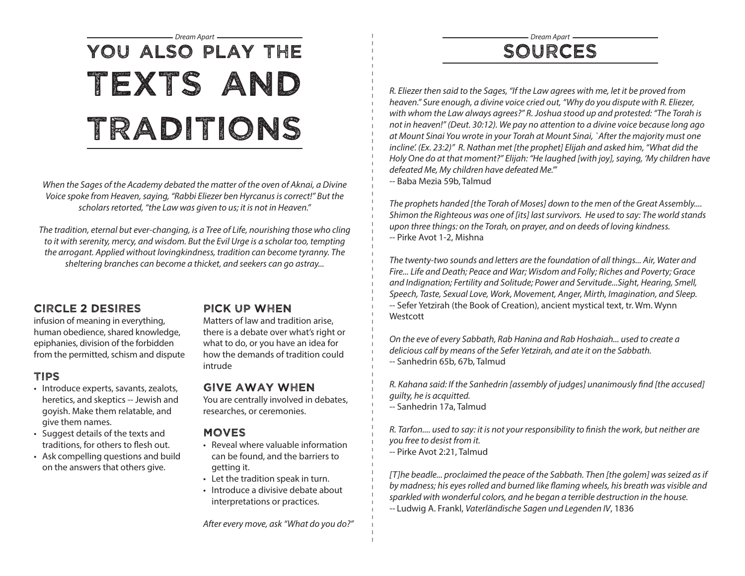*Dream Apart*

# YOU ALSO PLAY THE TEXTS AND TRADITIONS

*When the Sages of the Academy debated the matter of the oven of Aknai, a Divine Voice spoke from Heaven, saying, "Rabbi Eliezer ben Hyrcanus is correct!" But the scholars retorted, "the Law was given to us; it is not in Heaven."*

*The tradition, eternal but ever-changing, is a Tree of Life, nourishing those who cling to it with serenity, mercy, and wisdom. But the Evil Urge is a scholar too, tempting the arrogant. Applied without lovingkindness, tradition can become tyranny. The sheltering branches can become a thicket, and seekers can go astray...*

## CIRCLE 2 DESIRES

infusion of meaning in everything, human obedience, shared knowledge, epiphanies, division of the forbidden from the permitted, schism and dispute

## TIPS

- Introduce experts, savants, zealots, heretics, and skeptics -- Jewish and goyish. Make them relatable, and give them names.
- Suggest details of the texts and traditions, for others to flesh out.
- Ask compelling questions and build on the answers that others give.

## PICK UP WHEN

Matters of law and tradition arise, there is a debate over what's right or what to do, or you have an idea for how the demands of tradition could intrude

## GIVE AWAY WHEN

You are centrally involved in debates, researches, or ceremonies.

## MOVES

- Reveal where valuable information can be found, and the barriers to getting it.
- Let the tradition speak in turn.
- Introduce a divisive debate about interpretations or practices.

*After every move, ask "What do you do?"*

*Dream Apart*

# SOURCES

*R. Eliezer then said to the Sages, "If the Law agrees with me, let it be proved from heaven." Sure enough, a divine voice cried out, "Why do you dispute with R. Eliezer, with whom the Law always agrees?" R. Joshua stood up and protested: "The Torah is not in heaven!" (Deut. 30:12). We pay no attention to a divine voice because long ago at Mount Sinai You wrote in your Torah at Mount Sinai, `After the majority must one incline'. (Ex. 23:2)" R. Nathan met [the prophet] Elijah and asked him, "What did the Holy One do at that moment?" Elijah: "He laughed [with joy], saying, 'My children have defeated Me, My children have defeated Me.'"*
-- Baba Mezia 59b, Talmud

*The prophets handed [the Torah of Moses] down to the men of the Great Assembly.... Shimon the Righteous was one of [its] last survivors. He used to say: The world stands upon three things: on the Torah, on prayer, and on deeds of loving kindness.*
-- Pirke Avot 1-2, Mishna

*The twenty-two sounds and letters are the foundation of all things... Air, Water and Fire... Life and Death; Peace and War; Wisdom and Folly; Riches and Poverty; Grace and Indignation; Fertility and Solitude; Power and Servitude...Sight, Hearing, Smell, Speech, Taste, Sexual Love, Work, Movement, Anger, Mirth, Imagination, and Sleep.*
-- Sefer Yetzirah (the Book of Creation), ancient mystical text, tr. Wm. Wynn Westcott

*On the eve of every Sabbath, Rab Hanina and Rab Hoshaiah... used to create a delicious calf by means of the Sefer Yetzirah, and ate it on the Sabbath.*
-- Sanhedrin 65b, 67b, Talmud

*R. Kahana said: If the Sanhedrin [assembly of judges] unanimously find [the accused] guilty, he is acquitted.*
-- Sanhedrin 17a, Talmud

*R. Tarfon.... used to say: it is not your responsibility to finish the work, but neither are you free to desist from it.*
-- Pirke Avot 2:21, Talmud

*[T]he beadle... proclaimed the peace of the Sabbath. Then [the golem] was seized as if by madness; his eyes rolled and burned like flaming wheels, his breath was visible and sparkled with wonderful colors, and he began a terrible destruction in the house.*
-- Ludwig A. Frankl, *Vaterländische Sagen und Legenden IV*, 1836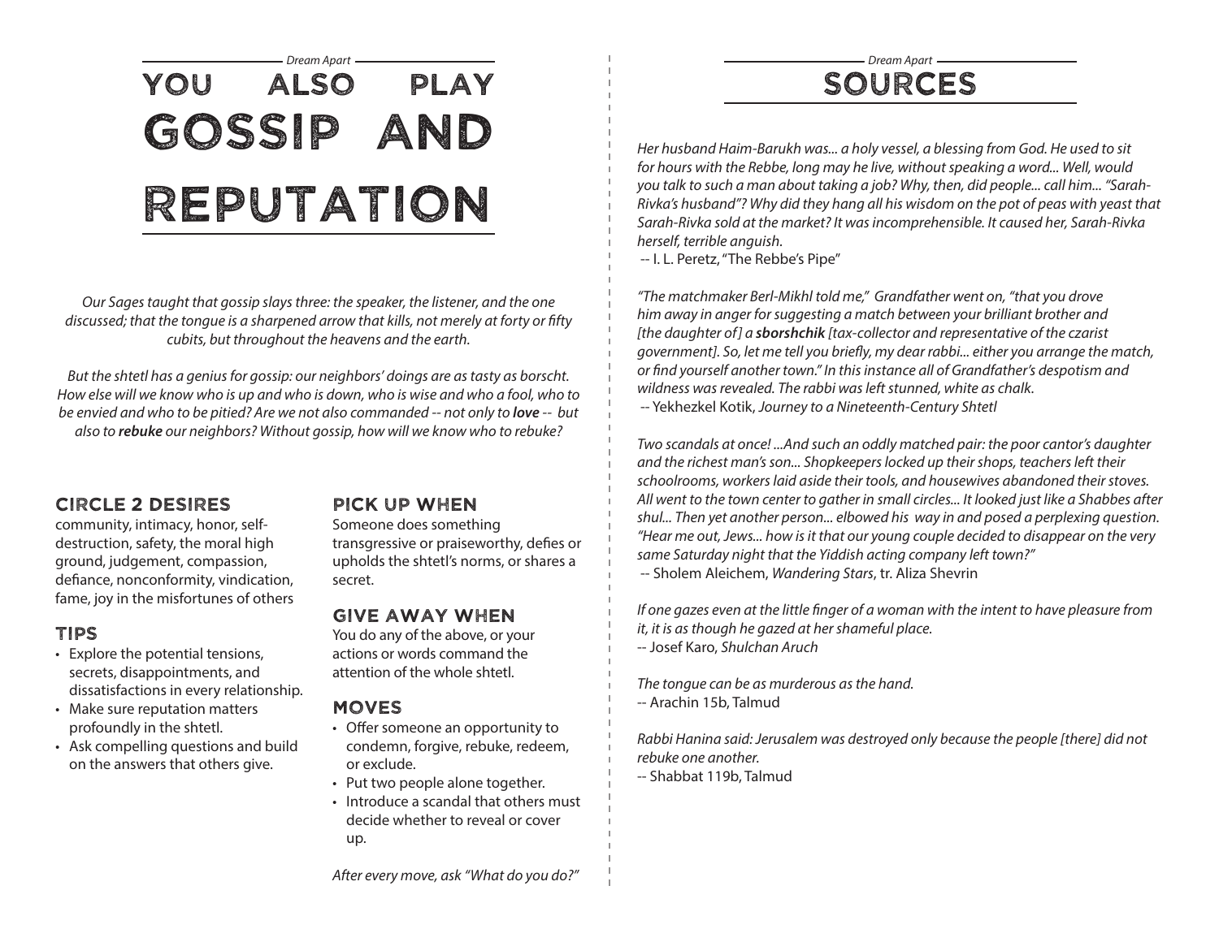Dream Apart

# You Also Play Gossip and Reputation

*Our Sages taught that gossip slays three: the speaker, the listener, and the one discussed; that the tongue is a sharpened arrow that kills, not merely at forty or fifty cubits, but throughout the heavens and the earth.*

*But the shtetl has a genius for gossip: our neighbors' doings are as tasty as borscht. How else will we know who is up and who is down, who is wise and who a fool, who to be envied and who to be pitied? Are we not also commanded -- not only to **love** -- but also to **rebuke** our neighbors? Without gossip, how will we know who to rebuke?*

## Circle 2 Desires

community, intimacy, honor, self-destruction, safety, the moral high ground, judgement, compassion, defiance, nonconformity, vindication, fame, joy in the misfortunes of others

## Tips

- Explore the potential tensions, secrets, disappointments, and dissatisfactions in every relationship.
- Make sure reputation matters profoundly in the shtetl.
- Ask compelling questions and build on the answers that others give.

## Pick Up When

Someone does something transgressive or praiseworthy, defies or upholds the shtetl's norms, or shares a secret.

## Give Away When

You do any of the above, or your actions or words command the attention of the whole shtetl.

## Moves

- Offer someone an opportunity to condemn, forgive, rebuke, redeem, or exclude.
- Put two people alone together.
- Introduce a scandal that others must decide whether to reveal or cover up.

*After every move, ask "What do you do?"*

Dream Apart

# Sources

*Her husband Haim-Barukh was... a holy vessel, a blessing from God. He used to sit for hours with the Rebbe, long may he live, without speaking a word... Well, would you talk to such a man about taking a job? Why, then, did people... call him... "Sarah-Rivka's husband"? Why did they hang all his wisdom on the pot of peas with yeast that Sarah-Rivka sold at the market? It was incomprehensible. It caused her, Sarah-Rivka herself, terrible anguish.*
-- I. L. Peretz, "The Rebbe's Pipe"

*"The matchmaker Berl-Mikhl told me," Grandfather went on, "that you drove him away in anger for suggesting a match between your brilliant brother and [the daughter of] a **sborshchik** [tax-collector and representative of the czarist government]. So, let me tell you briefly, my dear rabbi... either you arrange the match, or find yourself another town." In this instance all of Grandfather's despotism and wildness was revealed. The rabbi was left stunned, white as chalk.*
-- Yekhezkel Kotik, *Journey to a Nineteenth-Century Shtetl*

*Two scandals at once! ...And such an oddly matched pair: the poor cantor's daughter and the richest man's son... Shopkeepers locked up their shops, teachers left their schoolrooms, workers laid aside their tools, and housewives abandoned their stoves. All went to the town center to gather in small circles... It looked just like a Shabbes after shul... Then yet another person... elbowed his way in and posed a perplexing question. "Hear me out, Jews... how is it that our young couple decided to disappear on the very same Saturday night that the Yiddish acting company left town?"*
-- Sholem Aleichem, *Wandering Stars*, tr. Aliza Shevrin

*If one gazes even at the little finger of a woman with the intent to have pleasure from it, it is as though he gazed at her shameful place.*
-- Josef Karo, *Shulchan Aruch*

*The tongue can be as murderous as the hand.*
-- Arachin 15b, Talmud

*Rabbi Hanina said: Jerusalem was destroyed only because the people [there] did not rebuke one another.*
-- Shabbat 119b, Talmud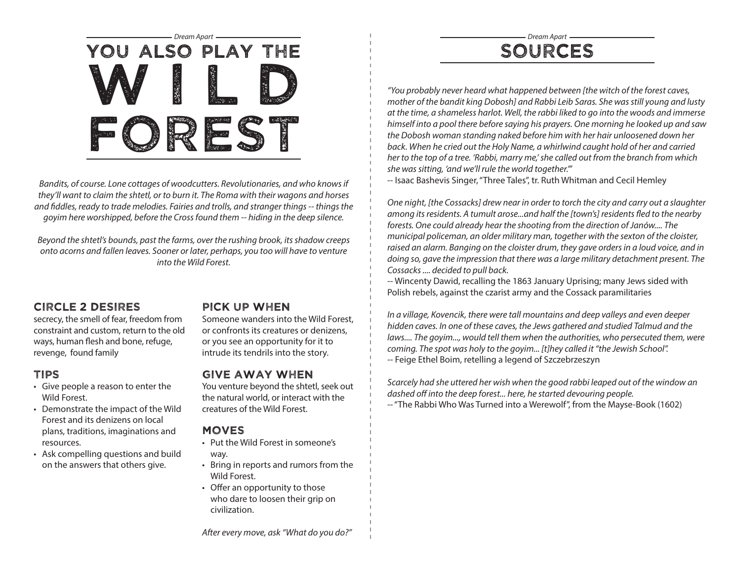# YOU ALSO PLAY THE WILD FOREST

*Bandits, of course. Lone cottages of woodcutters. Revolutionaries, and who knows if they'll want to claim the shtetl, or to burn it. The Roma with their wagons and horses and fiddles, ready to trade melodies. Fairies and trolls, and stranger things -- things the goyim here worshipped, before the Cross found them -- hiding in the deep silence.*

*Beyond the shtetl's bounds, past the farms, over the rushing brook, its shadow creeps onto acorns and fallen leaves. Sooner or later, perhaps, you too will have to venture into the Wild Forest.*

## CIRCLE 2 DESIRES

secrecy, the smell of fear, freedom from constraint and custom, return to the old ways, human flesh and bone, refuge, revenge, found family

## TIPS

- Give people a reason to enter the Wild Forest.
- Demonstrate the impact of the Wild Forest and its denizens on local plans, traditions, imaginations and resources.
- Ask compelling questions and build on the answers that others give.

## PICK UP WHEN

Someone wanders into the Wild Forest, or confronts its creatures or denizens, or you see an opportunity for it to intrude its tendrils into the story.

## GIVE AWAY WHEN

You venture beyond the shtetl, seek out the natural world, or interact with the creatures of the Wild Forest.

## MOVES

- Put the Wild Forest in someone's way.
- Bring in reports and rumors from the Wild Forest.
- Offer an opportunity to those who dare to loosen their grip on civilization.

*After every move, ask "What do you do?"*

# SOURCES

*"You probably never heard what happened between [the witch of the forest caves, mother of the bandit king Dobosh] and Rabbi Leib Saras. She was still young and lusty at the time, a shameless harlot. Well, the rabbi liked to go into the woods and immerse himself into a pool there before saying his prayers. One morning he looked up and saw the Dobosh woman standing naked before him with her hair unloosened down her back. When he cried out the Holy Name, a whirlwind caught hold of her and carried her to the top of a tree. 'Rabbi, marry me,' she called out from the branch from which she was sitting, 'and we'll rule the world together.'"*
-- Isaac Bashevis Singer, "Three Tales", tr. Ruth Whitman and Cecil Hemley

*One night, [the Cossacks] drew near in order to torch the city and carry out a slaughter among its residents. A tumult arose...and half the [town's] residents fled to the nearby forests. One could already hear the shooting from the direction of Janów.... The municipal policeman, an older military man, together with the sexton of the cloister, raised an alarm. Banging on the cloister drum, they gave orders in a loud voice, and in doing so, gave the impression that there was a large military detachment present. The Cossacks .... decided to pull back.*
-- Wincenty Dawid, recalling the 1863 January Uprising; many Jews sided with Polish rebels, against the czarist army and the Cossack paramilitaries

*In a village, Kovencik, there were tall mountains and deep valleys and even deeper hidden caves. In one of these caves, the Jews gathered and studied Talmud and the laws.... The goyim..., would tell them when the authorities, who persecuted them, were coming. The spot was holy to the goyim... [t]hey called it "the Jewish School".*
-- Feige Ethel Boim, retelling a legend of Szczebrzeszyn

*Scarcely had she uttered her wish when the good rabbi leaped out of the window an dashed off into the deep forest... here, he started devouring people.*
-- "The Rabbi Who Was Turned into a Werewolf", from the Mayse-Book (1602)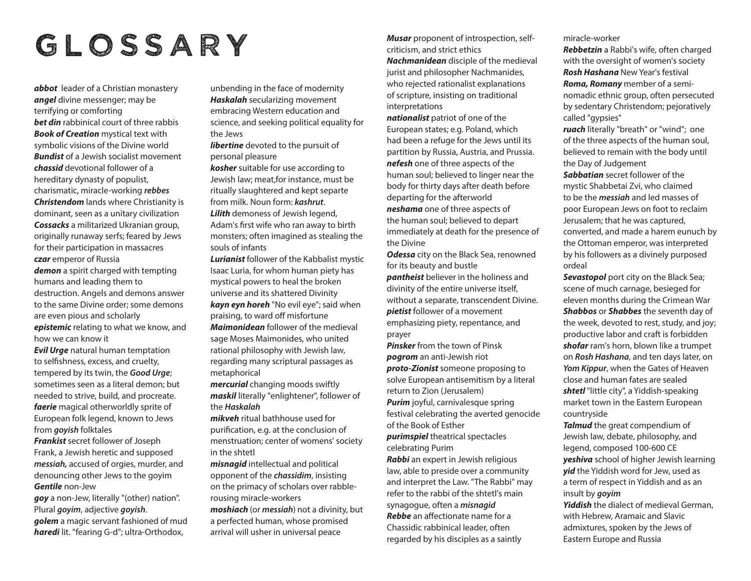# GLOSSARY

***abbot*** leader of a Christian monastery
***angel*** divine messenger; may be terrifying or comforting
***bet din*** rabbinical court of three rabbis
***Book of Creation*** mystical text with symbolic visions of the Divine world
***Bundist*** of a Jewish socialist movement
***chassid*** devotional follower of a hereditary dynasty of populist, charismatic, miracle-working ***rebbes***
***Christendom*** lands where Christianity is dominant, seen as a unitary civilization
***Cossacks*** a militarized Ukranian group, originally runaway serfs; feared by Jews for their participation in massacres
***czar*** emperor of Russia
***demon*** a spirit charged with tempting humans and leading them to destruction. Angels and demons answer to the same Divine order; some demons are even pious and scholarly
***epistemic*** relating to what we know, and how we can know it
***Evil Urge*** natural human temptation to selfishness, excess, and cruelty, tempered by its twin, the ***Good Urge***; sometimes seen as a literal demon; but needed to strive, build, and procreate.
***faerie*** magical otherworldly sprite of European folk legend, known to Jews from ***goyish*** folktales
***Frankist*** secret follower of Joseph Frank, a Jewish heretic and supposed ***messiah,*** accused of orgies, murder, and denouncing other Jews to the goyim
***Gentile*** non-Jew
***goy*** a non-Jew, literally "(other) nation". Plural ***goyim***, adjective ***goyish***.
***golem*** a magic servant fashioned of mud
***haredi*** lit. "fearing G-d"; ultra-Orthodox, unbending in the face of modernity
***Haskalah*** secularizing movement embracing Western education and science, and seeking political equality for the Jews
***libertine*** devoted to the pursuit of personal pleasure
***kosher*** suitable for use according to Jewish law; meat,for instance, must be ritually slaughtered and kept separte from milk. Noun form: ***kashrut***.
***Lilith*** demoness of Jewish legend, Adam's first wife who ran away to birth monsters; often imagined as stealing the souls of infants
***Lurianist*** follower of the Kabbalist mystic Isaac Luria, for whom human piety has mystical powers to heal the broken universe and its shattered Divinity
***kayn eyn horeh*** "No evil eye"; said when praising, to ward off misfortune
***Maimonidean*** follower of the medieval sage Moses Maimonides, who united rational philosophy with Jewish law, regarding many scriptural passages as metaphorical
***mercurial*** changing moods swiftly
***maskil*** literally "enlightener", follower of the ***Haskalah***
***mikveh*** ritual bathhouse used for purification, e.g. at the conclusion of menstruation; center of womens' society in the shtetl
***misnagid*** intellectual and political opponent of the ***chassidim***, insisting on the primacy of scholars over rabble-rousing miracle-workers
***moshiach*** (or ***messiah***) not a divinity, but a perfected human, whose promised arrival will usher in universal peace
***Musar*** proponent of introspection, self-criticism, and strict ethics
***Nachmanidean*** disciple of the medieval jurist and philosopher Nachmanides, who rejected rationalist explanations of scripture, insisting on traditional interpretations
***nationalist*** patriot of one of the European states; e.g. Poland, which had been a refuge for the Jews until its partition by Russia, Austria, and Prussia.
***nefesh*** one of three aspects of the human soul; believed to linger near the body for thirty days after death before departing for the afterworld
***neshama*** one of three aspects of the human soul; believed to depart immediately at death for the presence of the Divine
***Odessa*** city on the Black Sea, renowned for its beauty and bustle
***pantheist*** believer in the holiness and divinity of the entire universe itself, without a separate, transcendent Divine.
***pietist*** follower of a movement emphasizing piety, repentance, and prayer
***Pinsker*** from the town of Pinsk
***pogrom*** an anti-Jewish riot
***proto-Zionist*** someone proposing to solve European antisemitism by a literal return to Zion (Jerusalem)
***Purim*** joyful, carnivalesque spring festival celebrating the averted genocide of the Book of Esther
***purimspiel*** theatrical spectacles celebrating Purim
***Rabbi*** an expert in Jewish religious law, able to preside over a community and interpret the Law. "The Rabbi" may refer to the rabbi of the shtetl's main synagogue, often a ***misnagid***
***Rebbe*** an affectionate name for a Chassidic rabbinical leader, often regarded by his disciples as a saintly miracle-worker
***Rebbetzin*** a Rabbi's wife, often charged with the oversight of women's society
***Rosh Hashana*** New Year's festival
***Roma, Romany*** member of a semi-nomadic ethnic group, often persecuted by sedentary Christendom; pejoratively called "gypsies"
***ruach*** literally "breath" or "wind"; one of the three aspects of the human soul, believed to remain with the body until the Day of Judgement
***Sabbatian*** secret follower of the mystic Shabbetai Zvi, who claimed to be the ***messiah*** and led masses of poor European Jews on foot to reclaim Jerusalem; that he was captured, converted, and made a harem eunuch by the Ottoman emperor, was interpreted by his followers as a divinely purposed ordeal
***Sevastopol*** port city on the Black Sea; scene of much carnage, besieged for eleven months during the Crimean War
***Shabbos*** or ***Shabbes*** the seventh day of the week, devoted to rest, study, and joy; productive labor and craft is forbidden
***shofar*** ram's horn, blown like a trumpet on ***Rosh Hashana***, and ten days later, on ***Yom Kippur***, when the Gates of Heaven close and human fates are sealed
***shtetl*** "little city", a Yiddish-speaking market town in the Eastern European countryside
***Talmud*** the great compendium of Jewish law, debate, philosophy, and legend, composed 100-600 CE
***yeshiva*** school of higher Jewish learning
***yid*** the Yiddish word for Jew, used as a term of respect in Yiddish and as an insult by ***goyim***
***Yiddish*** the dialect of medieval German, with Hebrew, Aramaic and Slavic admixtures, spoken by the Jews of Eastern Europe and Russia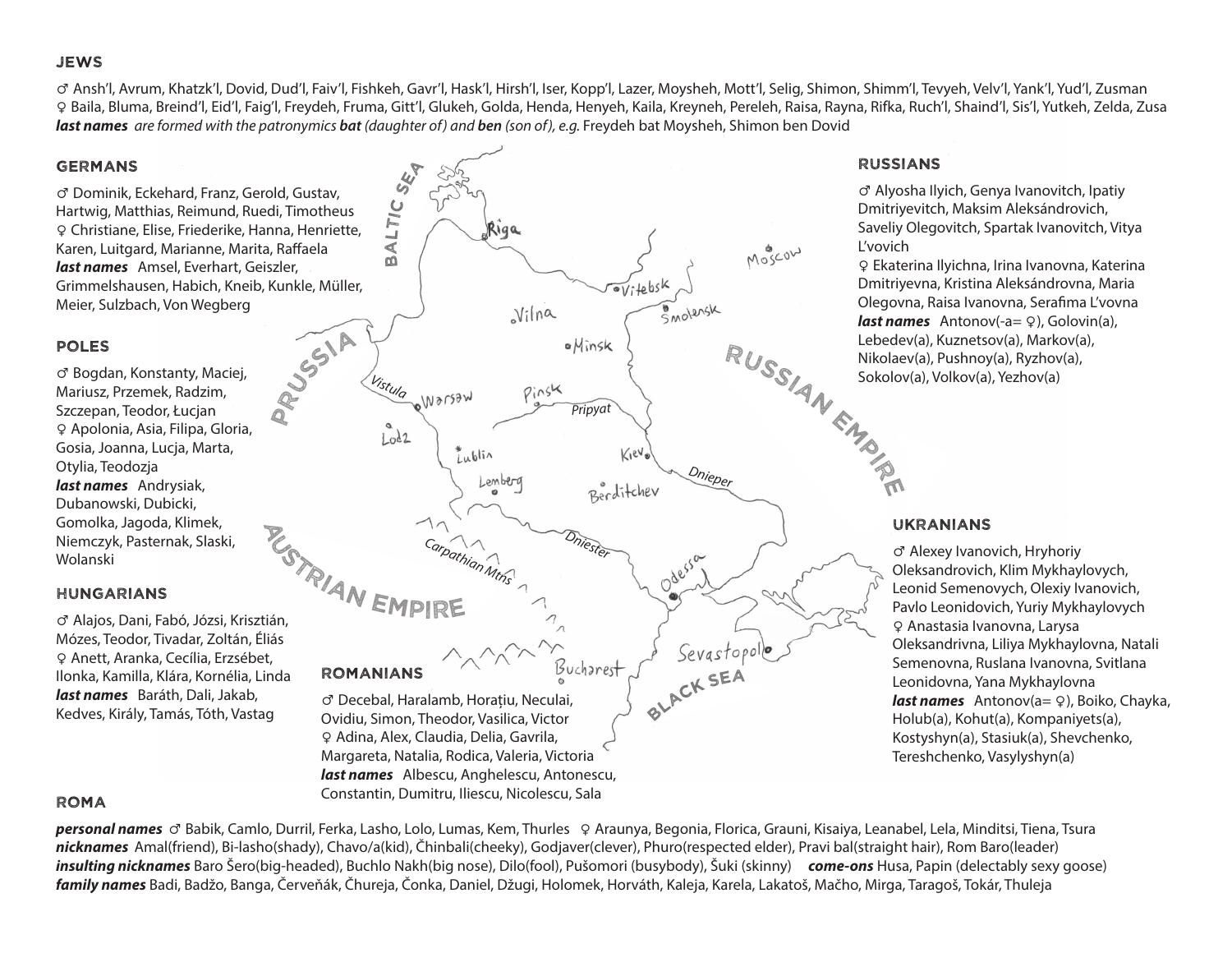## JEWS

♂ Ansh'l, Avrum, Khatzk'l, Dovid, Dud'l, Faiv'l, Fishkeh, Gavr'l, Hask'l, Hirsh'l, Iser, Kopp'l, Lazer, Moysheh, Mott'l, Selig, Shimon, Shimm'l, Tevyeh, Velv'l, Yank'l, Yud'l, Zusman
♀ Baila, Bluma, Breind'l, Eid'l, Faig'l, Freydeh, Fruma, Gitt'l, Glukeh, Golda, Henda, Henyeh, Kaila, Kreyneh, Pereleh, Raisa, Rayna, Rifka, Ruch'l, Shaind'l, Sis'l, Yutkeh, Zelda, Zusa
***last names*** *are formed with the patronymics* ***bat*** *(daughter of) and* ***ben*** *(son of), e.g.* Freydeh bat Moysheh, Shimon ben Dovid

## GERMANS

♂ Dominik, Eckehard, Franz, Gerold, Gustav, Hartwig, Matthias, Reimund, Ruedi, Timotheus
♀ Christiane, Elise, Friederike, Hanna, Henriette, Karen, Luitgard, Marianne, Marita, Raffaela
***last names*** Amsel, Everhart, Geiszler, Grimmelshausen, Habich, Kneib, Kunkle, Müller, Meier, Sulzbach, Von Wegberg

## POLES

♂ Bogdan, Konstanty, Maciej, Mariusz, Przemek, Radzim, Szczepan, Teodor, Łucjan
♀ Apolonia, Asia, Filipa, Gloria, Gosia, Joanna, Lucja, Marta, Otylia, Teodozja
***last names*** Andrysiak, Dubanowski, Dubicki, Gomolka, Jagoda, Klimek, Niemczyk, Pasternak, Slaski, Wolanski

## HUNGARIANS

♂ Alajos, Dani, Fabó, Józsi, Krisztián, Mózes, Teodor, Tivadar, Zoltán, Éliás
♀ Anett, Aranka, Cecília, Erzsébet, Ilonka, Kamilla, Klára, Kornélia, Linda
***last names*** Baráth, Dali, Jakab, Kedves, Király, Tamás, Tóth, Vastag

## RUSSIANS

♂ Alyosha Ilyich, Genya Ivanovitch, Ipatiy Dmitriyevitch, Maksim Aleksándrovich, Saveliy Olegovitch, Spartak Ivanovitch, Vitya L'vovich
♀ Ekaterina Ilyichna, Irina Ivanovna, Katerina Dmitriyevna, Kristina Aleksándrovna, Maria Olegovna, Raisa Ivanovna, Serafima L'vovna
***last names*** Antonov(-a= ♀), Golovin(a), Lebedev(a), Kuznetsov(a), Markov(a), Nikolaev(a), Pushnoy(a), Ryzhov(a), Sokolov(a), Volkov(a), Yezhov(a)

## UKRANIANS

♂ Alexey Ivanovich, Hryhoriy Oleksandrovich, Klim Mykhaylovych, Leonid Semenovych, Olexiy Ivanovich, Pavlo Leonidovich, Yuriy Mykhaylovych
♀ Anastasia Ivanovna, Larysa Oleksandrivna, Liliya Mykhaylovna, Natali Semenovna, Ruslana Ivanovna, Svitlana Leonidovna, Yana Mykhaylovna
***last names*** Antonov(a= ♀), Boiko, Chayka, Holub(a), Kohut(a), Kompaniyets(a), Kostyshyn(a), Stasiuk(a), Shevchenko, Tereshchenko, Vasylyshyn(a)

## ROMANIANS

♂ Decebal, Haralamb, Horațiu, Neculai, Ovidiu, Simon, Theodor, Vasilica, Victor
♀ Adina, Alex, Claudia, Delia, Gavrila, Margareta, Natalia, Rodica, Valeria, Victoria
***last names*** Albescu, Anghelescu, Antonescu, Constantin, Dumitru, Iliescu, Nicolescu, Sala

## ROMA

***personal names*** ♂ Babik, Camlo, Durril, Ferka, Lasho, Lolo, Lumas, Kem, Thurles ♀ Araunya, Begonia, Florica, Grauni, Kisaiya, Leanabel, Lela, Minditsi, Tiena, Tsura
***nicknames*** Amal(friend), Bi-lasho(shady), Chavo/a(kid), Čhinbali(cheeky), Godjaver(clever), Phuro(respected elder), Pravi bal(straight hair), Rom Baro(leader)
***insulting nicknames*** Baro Šero(big-headed), Buchlo Nakh(big nose), Dilo(fool), Pušomori (busybody), Šuki (skinny) ***come-ons*** Husa, Papin (delectably sexy goose)
***family names*** Badi, Badžo, Banga, Červeňák, Čhureja, Čonka, Daniel, Džugi, Holomek, Horváth, Kaleja, Karela, Lakatoš, Mačho, Mirga, Taragoš, Tokár, Thuleja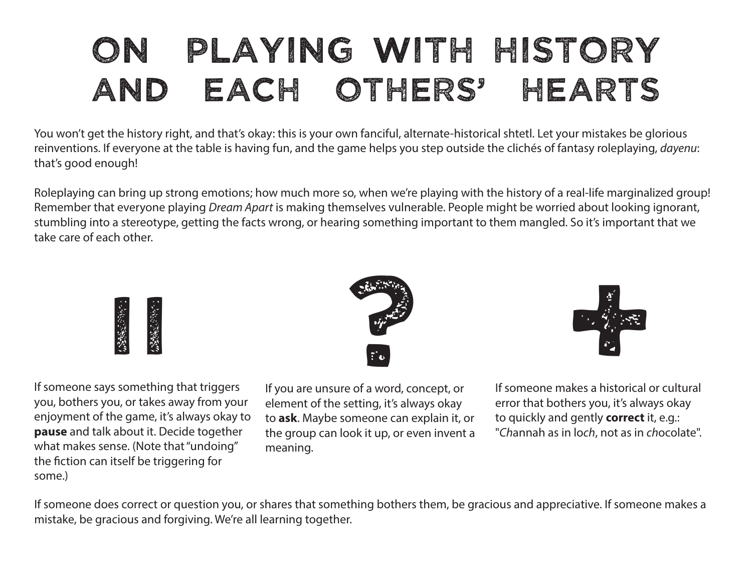# ON PLAYING WITH HISTORY AND EACH OTHERS' HEARTS

You won't get the history right, and that's okay: this is your own fanciful, alternate-historical shtetl. Let your mistakes be glorious reinventions. If everyone at the table is having fun, and the game helps you step outside the clichés of fantasy roleplaying, *dayenu*: that's good enough!

Roleplaying can bring up strong emotions; how much more so, when we're playing with the history of a real-life marginalized group! Remember that everyone playing *Dream Apart* is making themselves vulnerable. People might be worried about looking ignorant, stumbling into a stereotype, getting the facts wrong, or hearing something important to them mangled. So it's important that we take care of each other.

If someone says something that triggers you, bothers you, or takes away from your enjoyment of the game, it's always okay to **pause** and talk about it. Decide together what makes sense. (Note that "undoing" the fiction can itself be triggering for some.)

If you are unsure of a word, concept, or element of the setting, it's always okay to **ask**. Maybe someone can explain it, or the group can look it up, or even invent a meaning.

If someone makes a historical or cultural error that bothers you, it's always okay to quickly and gently **correct** it, e.g.: "*Ch*annah as in lo*ch*, not as in *ch*ocolate".

If someone does correct or question you, or shares that something bothers them, be gracious and appreciative. If someone makes a mistake, be gracious and forgiving. We're all learning together.